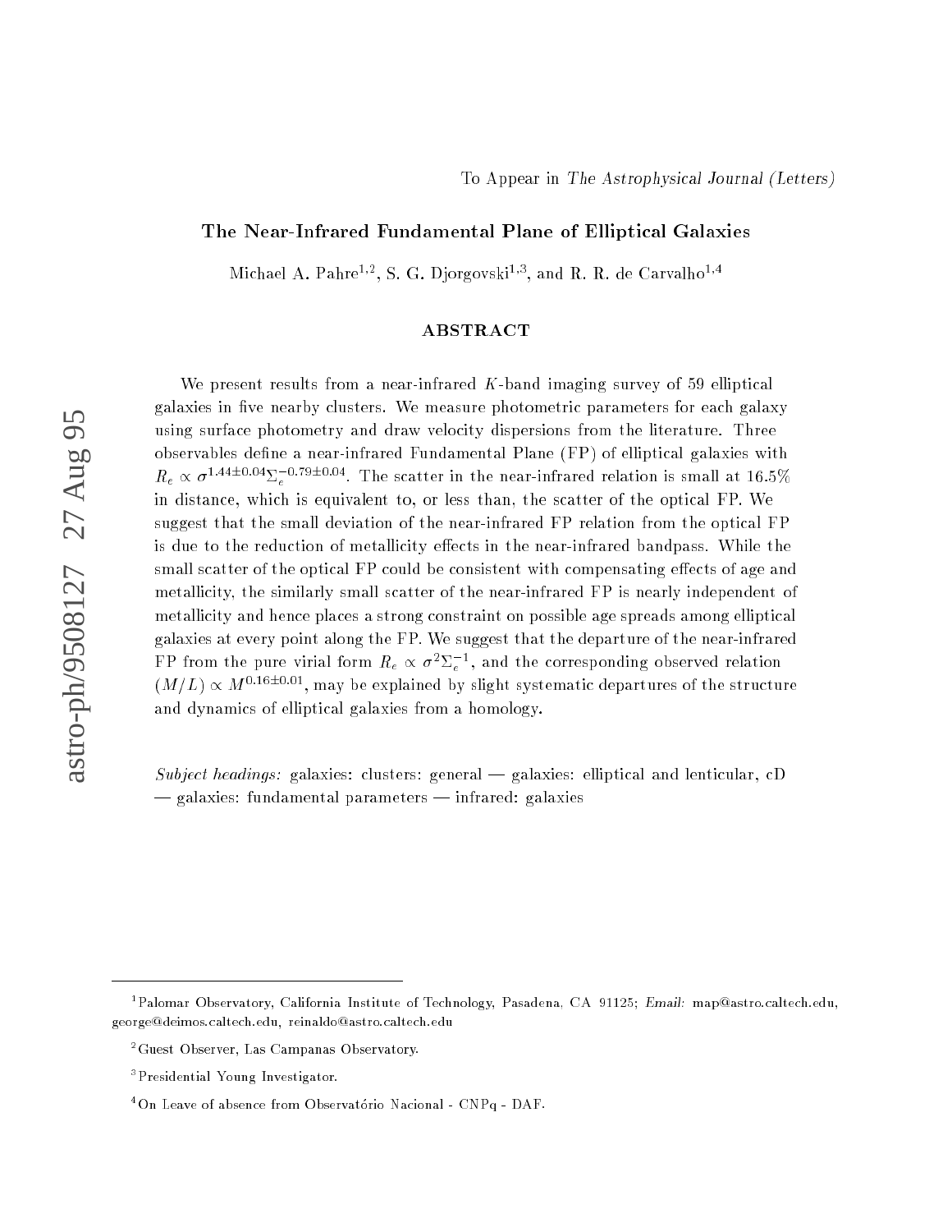To Appear in *The Astrophysical Journal (Letters)*

# The Near-Infrared Fundamental Plane of Elliptical Galaxies

Michael A. Pahre[1,2], S. G. Djorgovski[1,3], and R. R. de Carvalho[1,4]

## ABSTRACT

We present results from a near-infrared $K$-band imaging survey of 59 elliptical galaxies in five nearby clusters. We measure photometric parameters for each galaxy using surface photometry and draw velocity dispersions from the literature. Three observables define a near-infrared Fundamental Plane (FP) of elliptical galaxies with $R_e \propto \sigma^{1.44\pm0.04} \Sigma_e^{-0.79\pm0.04}$. The scatter in the near-infrared relation is small at 16.5% in distance, which is equivalent to, or less than, the scatter of the optical FP. We suggest that the small deviation of the near-infrared FP relation from the optical FP is due to the reduction of metallicity effects in the near-infrared bandpass. While the small scatter of the optical FP could be consistent with compensating effects of age and metallicity, the similarly small scatter of the near-infrared FP is nearly independent of metallicity and hence places a strong constraint on possible age spreads among elliptical galaxies at every point along the FP. We suggest that the departure of the near-infrared FP from the pure virial form $R_e \propto \sigma^2 \Sigma_e^{-1}$, and the corresponding observed relation $(M/L) \propto M^{0.16\pm0.01}$, may be explained by slight systematic departures of the structure and dynamics of elliptical galaxies from a homology.

*Subject headings:* galaxies: clusters: general — galaxies: elliptical and lenticular, cD — galaxies: fundamental parameters — infrared: galaxies

---

[1] Palomar Observatory, California Institute of Technology, Pasadena, CA 91125; *Email:* map@astro.caltech.edu, george@deimos.caltech.edu, reinaldo@astro.caltech.edu

[2] Guest Observer, Las Campanas Observatory.

[3] Presidential Young Investigator.

[4] On Leave of absence from Observatório Nacional - CNPq - DAF.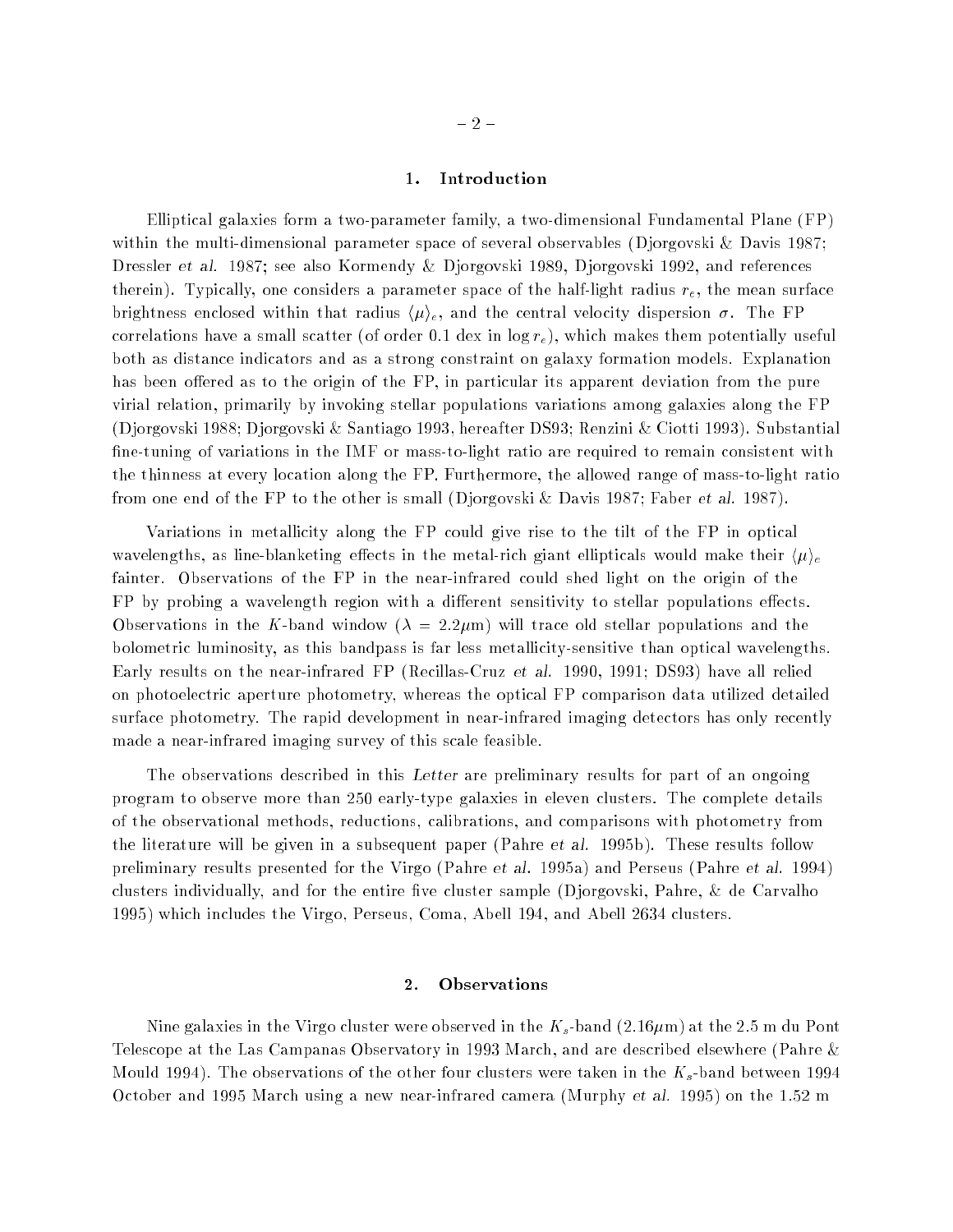## 1. Introduction

Elliptical galaxies form a two-parameter family, a two-dimensional Fundamental Plane (FP) within the multi-dimensional parameter space of several observables (Djorgovski & Davis 1987; Dressler *et al.* 1987; see also Kormendy & Djorgovski 1989, Djorgovski 1992, and references therein). Typically, one considers a parameter space of the half-light radius $r_e$, the mean surface brightness enclosed within that radius $\langle \mu \rangle_e$, and the central velocity dispersion $\sigma$. The FP correlations have a small scatter (of order 0.1 dex in $\log r_e$), which makes them potentially useful both as distance indicators and as a strong constraint on galaxy formation models. Explanation has been offered as to the origin of the FP, in particular its apparent deviation from the pure virial relation, primarily by invoking stellar populations variations among galaxies along the FP (Djorgovski 1988; Djorgovski & Santiago 1993, hereafter DS93; Renzini & Ciotti 1993). Substantial fine-tuning of variations in the IMF or mass-to-light ratio are required to remain consistent with the thinness at every location along the FP. Furthermore, the allowed range of mass-to-light ratio from one end of the FP to the other is small (Djorgovski & Davis 1987; Faber *et al.* 1987).

Variations in metallicity along the FP could give rise to the tilt of the FP in optical wavelengths, as line-blanketing effects in the metal-rich giant ellipticals would make their $\langle \mu \rangle_e$ fainter. Observations of the FP in the near-infrared could shed light on the origin of the FP by probing a wavelength region with a different sensitivity to stellar populations effects. Observations in the $K$-band window ($\lambda = 2.2\mu$m) will trace old stellar populations and the bolometric luminosity, as this bandpass is far less metallicity-sensitive than optical wavelengths. Early results on the near-infrared FP (Recillas-Cruz *et al.* 1990, 1991; DS93) have all relied on photoelectric aperture photometry, whereas the optical FP comparison data utilized detailed surface photometry. The rapid development in near-infrared imaging detectors has only recently made a near-infrared imaging survey of this scale feasible.

The observations described in this *Letter* are preliminary results for part of an ongoing program to observe more than 250 early-type galaxies in eleven clusters. The complete details of the observational methods, reductions, calibrations, and comparisons with photometry from the literature will be given in a subsequent paper (Pahre *et al.* 1995b). These results follow preliminary results presented for the Virgo (Pahre *et al.* 1995a) and Perseus (Pahre *et al.* 1994) clusters individually, and for the entire five cluster sample (Djorgovski, Pahre, & de Carvalho 1995) which includes the Virgo, Perseus, Coma, Abell 194, and Abell 2634 clusters.

## 2. Observations

Nine galaxies in the Virgo cluster were observed in the $K_s$-band ($2.16\mu$m) at the 2.5 m du Pont Telescope at the Las Campanas Observatory in 1993 March, and are described elsewhere (Pahre & Mould 1994). The observations of the other four clusters were taken in the $K_s$-band between 1994 October and 1995 March using a new near-infrared camera (Murphy *et al.* 1995) on the 1.52 m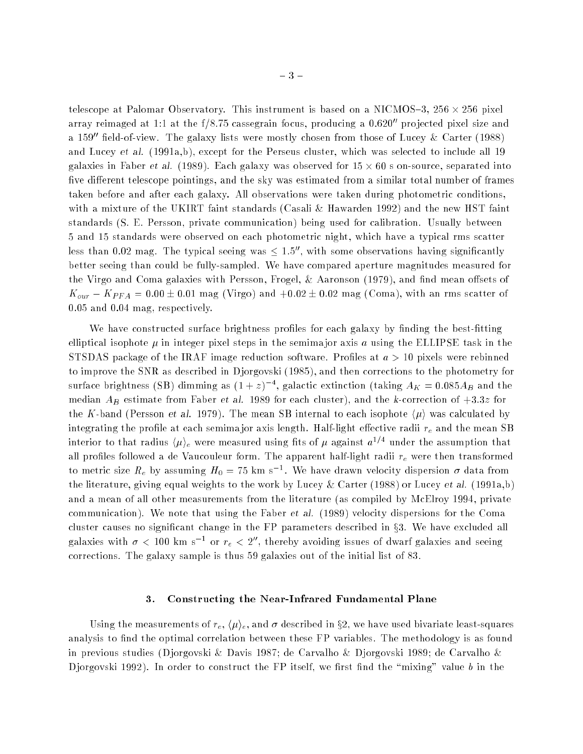telescope at Palomar Observatory. This instrument is based on a NICMOS–3, $256 \times 256$ pixel array reimaged at 1:1 at the f/8.75 cassegrain focus, producing a $0.620''$ projected pixel size and a $159''$ field-of-view. The galaxy lists were mostly chosen from those of Lucey & Carter (1988) and Lucey *et al.* (1991a,b), except for the Perseus cluster, which was selected to include all 19 galaxies in Faber *et al.* (1989). Each galaxy was observed for $15 \times 60$ s on-source, separated into five different telescope pointings, and the sky was estimated from a similar total number of frames taken before and after each galaxy. All observations were taken during photometric conditions, with a mixture of the UKIRT faint standards (Casali & Hawarden 1992) and the new HST faint standards (S. E. Persson, private communication) being used for calibration. Usually between 5 and 15 standards were observed on each photometric night, which have a typical rms scatter less than 0.02 mag. The typical seeing was $\leq 1.5''$, with some observations having significantly better seeing than could be fully-sampled. We have compared aperture magnitudes measured for the Virgo and Coma galaxies with Persson, Frogel, & Aaronson (1979), and find mean offsets of $K_{our} - K_{PFA} = 0.00 \pm 0.01$ mag (Virgo) and $+0.02 \pm 0.02$ mag (Coma), with an rms scatter of 0.05 and 0.04 mag, respectively.

We have constructed surface brightness profiles for each galaxy by finding the best-fitting elliptical isophote $\mu$ in integer pixel steps in the semimajor axis $a$ using the ELLIPSE task in the STSDAS package of the IRAF image reduction software. Profiles at $a > 10$ pixels were rebinned to improve the SNR as described in Djorgovski (1985), and then corrections to the photometry for surface brightness (SB) dimming as $(1+z)^{-4}$, galactic extinction (taking $A_K = 0.085 A_B$ and the median $A_B$ estimate from Faber *et al.* 1989 for each cluster), and the $k$-correction of $+3.3z$ for the $K$-band (Persson *et al.* 1979). The mean SB internal to each isophote $\langle\mu\rangle$ was calculated by integrating the profile at each semimajor axis length. Half-light effective radii $r_e$ and the mean SB interior to that radius $\langle\mu\rangle_e$ were measured using fits of $\mu$ against $a^{1/4}$ under the assumption that all profiles followed a de Vaucouleur form. The apparent half-light radii $r_e$ were then transformed to metric size $R_e$ by assuming $H_0 = 75$ km s$^{-1}$. We have drawn velocity dispersion $\sigma$ data from the literature, giving equal weights to the work by Lucey & Carter (1988) or Lucey *et al.* (1991a,b) and a mean of all other measurements from the literature (as compiled by McElroy 1994, private communication). We note that using the Faber *et al.* (1989) velocity dispersions for the Coma cluster causes no significant change in the FP parameters described in §3. We have excluded all galaxies with $\sigma < 100$ km s$^{-1}$ or $r_e < 2''$, thereby avoiding issues of dwarf galaxies and seeing corrections. The galaxy sample is thus 59 galaxies out of the initial list of 83.

## 3. Constructing the Near-Infrared Fundamental Plane

Using the measurements of $r_e$, $\langle\mu\rangle_e$, and $\sigma$ described in §2, we have used bivariate least-squares analysis to find the optimal correlation between these FP variables. The methodology is as found in previous studies (Djorgovski & Davis 1987; de Carvalho & Djorgovski 1989; de Carvalho & Djorgovski 1992). In order to construct the FP itself, we first find the "mixing" value $b$ in the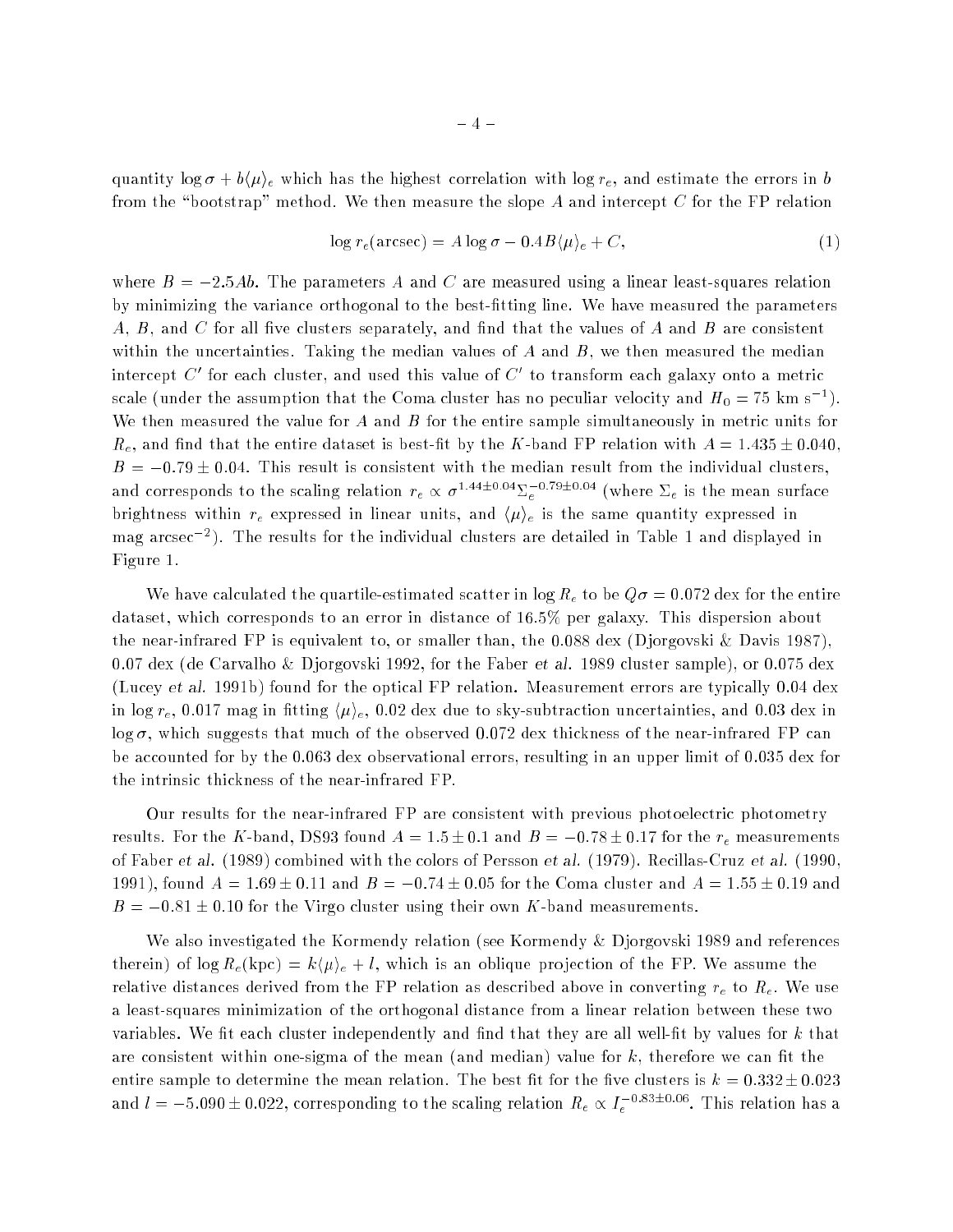quantity $\log \sigma + b\langle\mu\rangle_e$ which has the highest correlation with $\log r_e$, and estimate the errors in $b$ from the "bootstrap" method. We then measure the slope $A$ and intercept $C$ for the FP relation

$$\log r_e(\text{arcsec}) = A \log \sigma - 0.4B\langle\mu\rangle_e + C, \tag{1}$$

where $B = -2.5Ab$. The parameters $A$ and $C$ are measured using a linear least-squares relation by minimizing the variance orthogonal to the best-fitting line. We have measured the parameters $A$, $B$, and $C$ for all five clusters separately, and find that the values of $A$ and $B$ are consistent within the uncertainties. Taking the median values of $A$ and $B$, we then measured the median intercept $C'$ for each cluster, and used this value of $C'$ to transform each galaxy onto a metric scale (under the assumption that the Coma cluster has no peculiar velocity and $H_0 = 75$ km s$^{-1}$). We then measured the value for $A$ and $B$ for the entire sample simultaneously in metric units for $R_e$, and find that the entire dataset is best-fit by the $K$-band FP relation with $A = 1.435 \pm 0.040$, $B = -0.79 \pm 0.04$. This result is consistent with the median result from the individual clusters, and corresponds to the scaling relation $r_e \propto \sigma^{1.44\pm0.04}\Sigma_e^{-0.79\pm0.04}$ (where $\Sigma_e$ is the mean surface brightness within $r_e$ expressed in linear units, and $\langle\mu\rangle_e$ is the same quantity expressed in mag arcsec$^{-2}$). The results for the individual clusters are detailed in Table 1 and displayed in Figure 1.

We have calculated the quartile-estimated scatter in $\log R_e$ to be $Q\sigma = 0.072$ dex for the entire dataset, which corresponds to an error in distance of 16.5% per galaxy. This dispersion about the near-infrared FP is equivalent to, or smaller than, the 0.088 dex (Djorgovski & Davis 1987), 0.07 dex (de Carvalho & Djorgovski 1992, for the Faber *et al.* 1989 cluster sample), or 0.075 dex (Lucey *et al.* 1991b) found for the optical FP relation. Measurement errors are typically 0.04 dex in $\log r_e$, 0.017 mag in fitting $\langle\mu\rangle_e$, 0.02 dex due to sky-subtraction uncertainties, and 0.03 dex in $\log \sigma$, which suggests that much of the observed 0.072 dex thickness of the near-infrared FP can be accounted for by the 0.063 dex observational errors, resulting in an upper limit of 0.035 dex for the intrinsic thickness of the near-infrared FP.

Our results for the near-infrared FP are consistent with previous photoelectric photometry results. For the $K$-band, DS93 found $A = 1.5 \pm 0.1$ and $B = -0.78 \pm 0.17$ for the $r_e$ measurements of Faber *et al.* (1989) combined with the colors of Persson *et al.* (1979). Recillas-Cruz *et al.* (1990, 1991), found $A = 1.69 \pm 0.11$ and $B = -0.74 \pm 0.05$ for the Coma cluster and $A = 1.55 \pm 0.19$ and $B = -0.81 \pm 0.10$ for the Virgo cluster using their own $K$-band measurements.

We also investigated the Kormendy relation (see Kormendy & Djorgovski 1989 and references therein) of $\log R_e(\text{kpc}) = k\langle\mu\rangle_e + l$, which is an oblique projection of the FP. We assume the relative distances derived from the FP relation as described above in converting $r_e$ to $R_e$. We use a least-squares minimization of the orthogonal distance from a linear relation between these two variables. We fit each cluster independently and find that they are all well-fit by values for $k$ that are consistent within one-sigma of the mean (and median) value for $k$, therefore we can fit the entire sample to determine the mean relation. The best fit for the five clusters is $k = 0.332 \pm 0.023$ and $l = -5.090 \pm 0.022$, corresponding to the scaling relation $R_e \propto I_e^{-0.83\pm0.06}$. This relation has a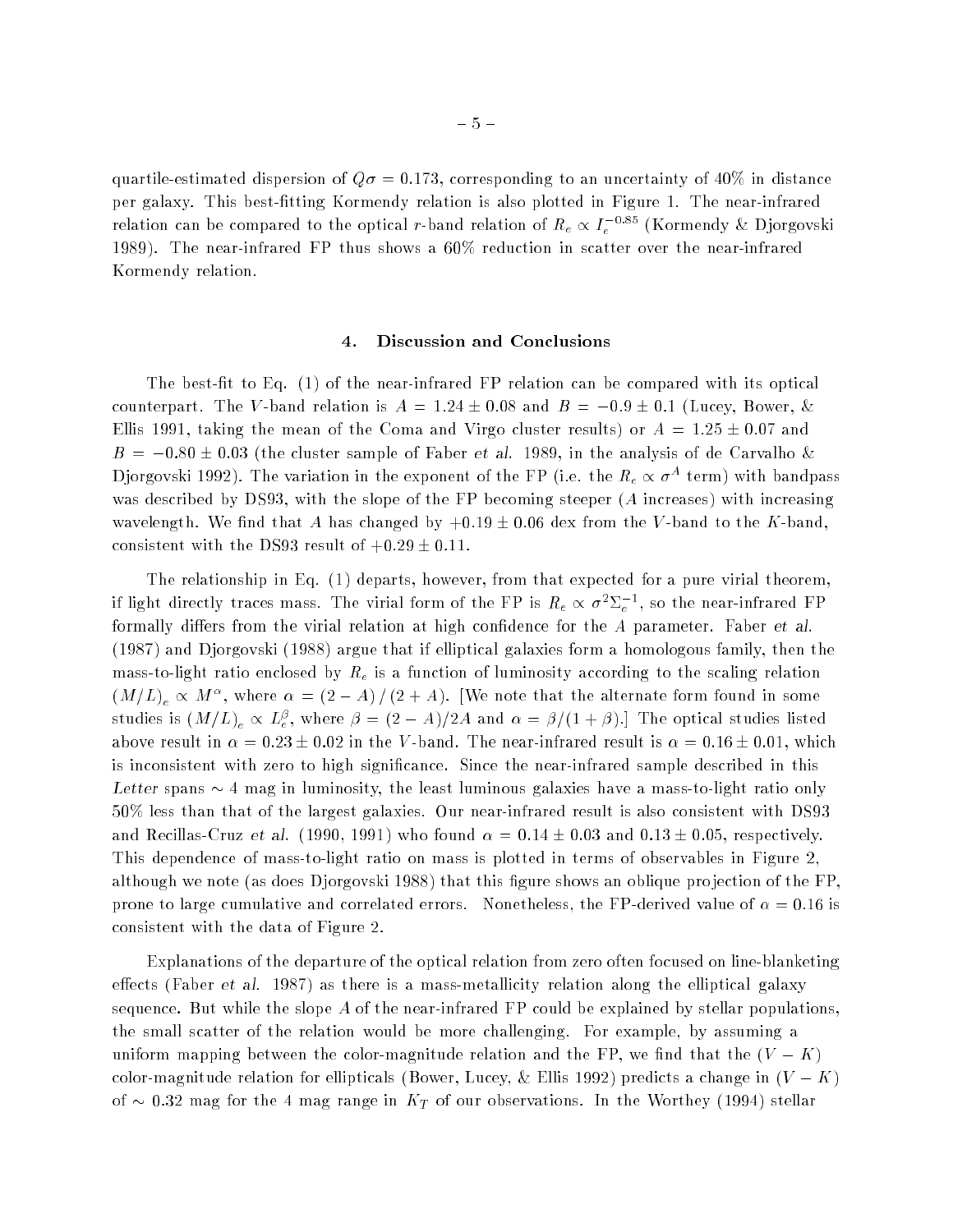quartile-estimated dispersion of $Q\sigma = 0.173$, corresponding to an uncertainty of 40% in distance per galaxy. This best-fitting Kormendy relation is also plotted in Figure 1. The near-infrared relation can be compared to the optical $r$-band relation of $R_e \propto I_e^{-0.85}$ (Kormendy & Djorgovski 1989). The near-infrared FP thus shows a 60% reduction in scatter over the near-infrared Kormendy relation.

## 4. Discussion and Conclusions

The best-fit to Eq. (1) of the near-infrared FP relation can be compared with its optical counterpart. The $V$-band relation is $A = 1.24 \pm 0.08$ and $B = -0.9 \pm 0.1$ (Lucey, Bower, & Ellis 1991, taking the mean of the Coma and Virgo cluster results) or $A = 1.25 \pm 0.07$ and $B = -0.80 \pm 0.03$ (the cluster sample of Faber *et al.* 1989, in the analysis of de Carvalho & Djorgovski 1992). The variation in the exponent of the FP (i.e. the $R_e \propto \sigma^A$ term) with bandpass was described by DS93, with the slope of the FP becoming steeper ($A$ increases) with increasing wavelength. We find that $A$ has changed by $+0.19 \pm 0.06$ dex from the $V$-band to the $K$-band, consistent with the DS93 result of $+0.29 \pm 0.11$.

The relationship in Eq. (1) departs, however, from that expected for a pure virial theorem, if light directly traces mass. The virial form of the FP is $R_e \propto \sigma^2 \Sigma_e^{-1}$, so the near-infrared FP formally differs from the virial relation at high confidence for the $A$ parameter. Faber *et al.* (1987) and Djorgovski (1988) argue that if elliptical galaxies form a homologous family, then the mass-to-light ratio enclosed by $R_e$ is a function of luminosity according to the scaling relation $(M/L)_e \propto M^\alpha$, where $\alpha = (2 - A) / (2 + A)$. [We note that the alternate form found in some studies is $(M/L)_e \propto L_e^\beta$, where $\beta = (2 - A)/2A$ and $\alpha = \beta/(1 + \beta)$.] The optical studies listed above result in $\alpha = 0.23 \pm 0.02$ in the $V$-band. The near-infrared result is $\alpha = 0.16 \pm 0.01$, which is inconsistent with zero to high significance. Since the near-infrared sample described in this *Letter* spans $\sim 4$ mag in luminosity, the least luminous galaxies have a mass-to-light ratio only 50% less than that of the largest galaxies. Our near-infrared result is also consistent with DS93 and Recillas-Cruz *et al.* (1990, 1991) who found $\alpha = 0.14 \pm 0.03$ and $0.13 \pm 0.05$, respectively. This dependence of mass-to-light ratio on mass is plotted in terms of observables in Figure 2, although we note (as does Djorgovski 1988) that this figure shows an oblique projection of the FP, prone to large cumulative and correlated errors. Nonetheless, the FP-derived value of $\alpha = 0.16$ is consistent with the data of Figure 2.

Explanations of the departure of the optical relation from zero often focused on line-blanketing effects (Faber *et al.* 1987) as there is a mass-metallicity relation along the elliptical galaxy sequence. But while the slope $A$ of the near-infrared FP could be explained by stellar populations, the small scatter of the relation would be more challenging. For example, by assuming a uniform mapping between the color-magnitude relation and the FP, we find that the $(V - K)$ color-magnitude relation for ellipticals (Bower, Lucey, & Ellis 1992) predicts a change in $(V - K)$ of $\sim 0.32$ mag for the 4 mag range in $K_T$ of our observations. In the Worthey (1994) stellar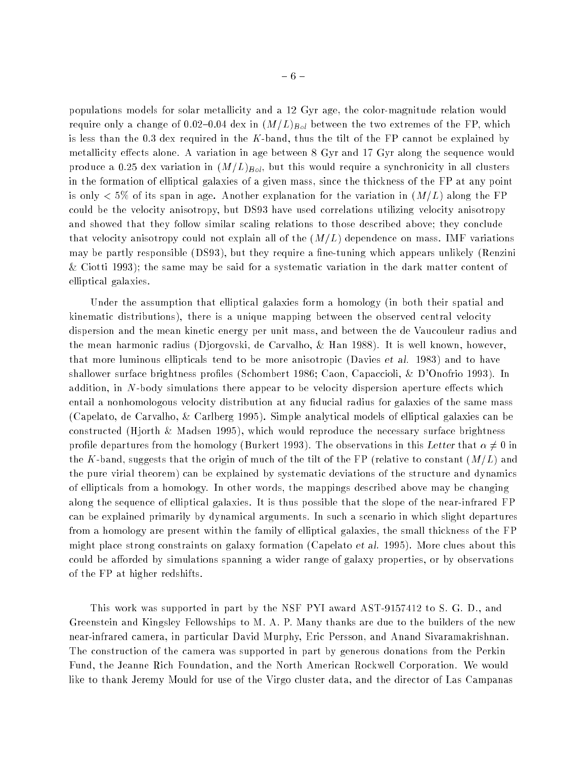populations models for solar metallicity and a 12 Gyr age, the color-magnitude relation would require only a change of 0.02–0.04 dex in $(M/L)_{Bol}$ between the two extremes of the FP, which is less than the 0.3 dex required in the $K$-band, thus the tilt of the FP cannot be explained by metallicity effects alone. A variation in age between 8 Gyr and 17 Gyr along the sequence would produce a 0.25 dex variation in $(M/L)_{Bol}$, but this would require a synchronicity in all clusters in the formation of elliptical galaxies of a given mass, since the thickness of the FP at any point is only $< 5\%$ of its span in age. Another explanation for the variation in $(M/L)$ along the FP could be the velocity anisotropy, but DS93 have used correlations utilizing velocity anisotropy and showed that they follow similar scaling relations to those described above; they conclude that velocity anisotropy could not explain all of the $(M/L)$ dependence on mass. IMF variations may be partly responsible (DS93), but they require a fine-tuning which appears unlikely (Renzini & Ciotti 1993); the same may be said for a systematic variation in the dark matter content of elliptical galaxies.

Under the assumption that elliptical galaxies form a homology (in both their spatial and kinematic distributions), there is a unique mapping between the observed central velocity dispersion and the mean kinetic energy per unit mass, and between the de Vaucouleur radius and the mean harmonic radius (Djorgovski, de Carvalho, & Han 1988). It is well known, however, that more luminous ellipticals tend to be more anisotropic (Davies *et al.* 1983) and to have shallower surface brightness profiles (Schombert 1986; Caon, Capaccioli, & D'Onofrio 1993). In addition, in $N$-body simulations there appear to be velocity dispersion aperture effects which entail a nonhomologous velocity distribution at any fiducial radius for galaxies of the same mass (Capelato, de Carvalho, & Carlberg 1995). Simple analytical models of elliptical galaxies can be constructed (Hjorth & Madsen 1995), which would reproduce the necessary surface brightness profile departures from the homology (Burkert 1993). The observations in this *Letter* that $\alpha \neq 0$ in the $K$-band, suggests that the origin of much of the tilt of the FP (relative to constant $(M/L)$ and the pure virial theorem) can be explained by systematic deviations of the structure and dynamics of ellipticals from a homology. In other words, the mappings described above may be changing along the sequence of elliptical galaxies. It is thus possible that the slope of the near-infrared FP can be explained primarily by dynamical arguments. In such a scenario in which slight departures from a homology are present within the family of elliptical galaxies, the small thickness of the FP might place strong constraints on galaxy formation (Capelato *et al.* 1995). More clues about this could be afforded by simulations spanning a wider range of galaxy properties, or by observations of the FP at higher redshifts.

This work was supported in part by the NSF PYI award AST-9157412 to S. G. D., and Greenstein and Kingsley Fellowships to M. A. P. Many thanks are due to the builders of the new near-infrared camera, in particular David Murphy, Eric Persson, and Anand Sivaramakrishnan. The construction of the camera was supported in part by generous donations from the Perkin Fund, the Jeanne Rich Foundation, and the North American Rockwell Corporation. We would like to thank Jeremy Mould for use of the Virgo cluster data, and the director of Las Campanas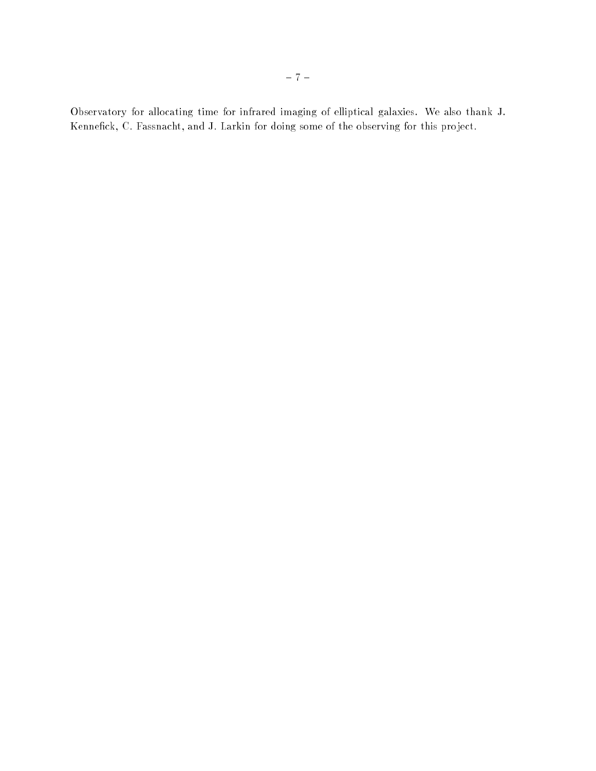Observatory for allocating time for infrared imaging of elliptical galaxies. We also thank J. Kennefick, C. Fassnacht, and J. Larkin for doing some of the observing for this project.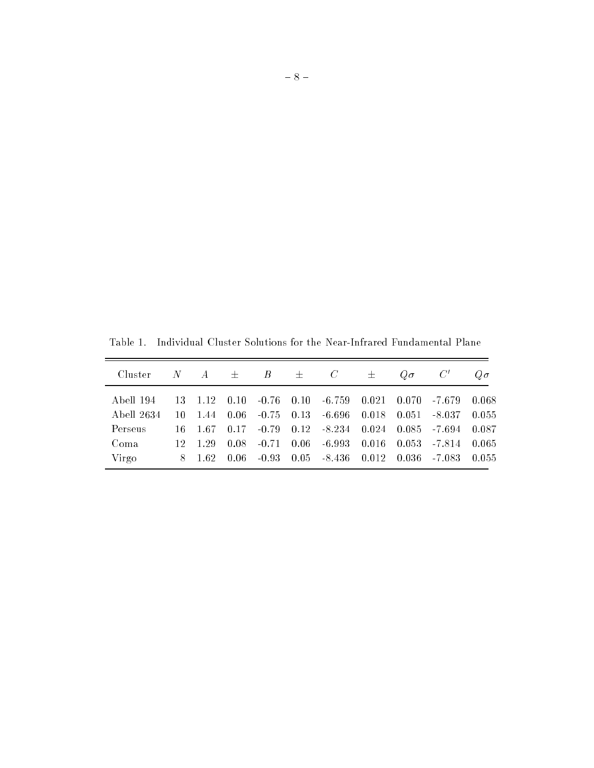Table 1. Individual Cluster Solutions for the Near-Infrared Fundamental Plane

| Cluster | $N$ | $A$ | $\pm$ | $B$ | $\pm$ | $C$ | $\pm$ | $Q\sigma$ | $C'$ | $Q\sigma$ |
|---|---|---|---|---|---|---|---|---|---|---|
| Abell 194 | 13 | 1.12 | 0.10 | -0.76 | 0.10 | -6.759 | 0.021 | 0.070 | -7.679 | 0.068 |
| Abell 2634 | 10 | 1.44 | 0.06 | -0.75 | 0.13 | -6.696 | 0.018 | 0.051 | -8.037 | 0.055 |
| Perseus | 16 | 1.67 | 0.17 | -0.79 | 0.12 | -8.234 | 0.024 | 0.085 | -7.694 | 0.087 |
| Coma | 12 | 1.29 | 0.08 | -0.71 | 0.06 | -6.993 | 0.016 | 0.053 | -7.814 | 0.065 |
| Virgo | 8 | 1.62 | 0.06 | -0.93 | 0.05 | -8.436 | 0.012 | 0.036 | -7.083 | 0.055 |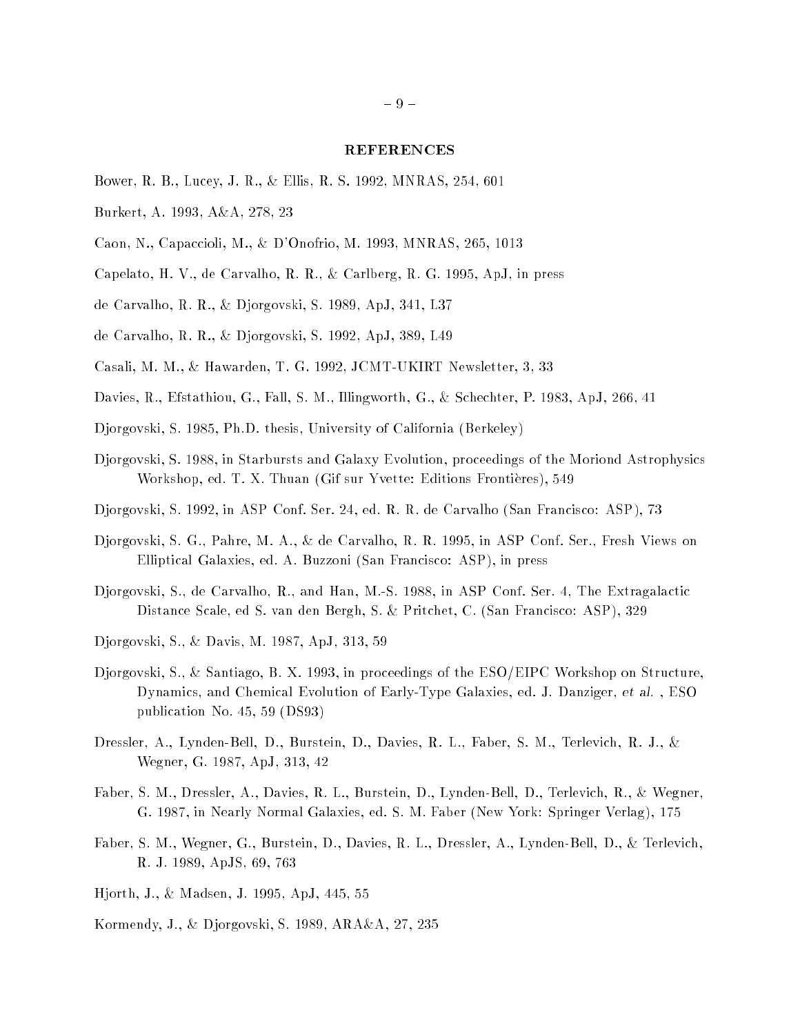## REFERENCES

Bower, R. B., Lucey, J. R., & Ellis, R. S. 1992, MNRAS, 254, 601

Burkert, A. 1993, A&A, 278, 23

Caon, N., Capaccioli, M., & D'Onofrio, M. 1993, MNRAS, 265, 1013

Capelato, H. V., de Carvalho, R. R., & Carlberg, R. G. 1995, ApJ, in press

de Carvalho, R. R., & Djorgovski, S. 1989, ApJ, 341, L37

de Carvalho, R. R., & Djorgovski, S. 1992, ApJ, 389, L49

Casali, M. M., & Hawarden, T. G. 1992, JCMT-UKIRT Newsletter, 3, 33

Davies, R., Efstathiou, G., Fall, S. M., Illingworth, G., & Schechter, P. 1983, ApJ, 266, 41

Djorgovski, S. 1985, Ph.D. thesis, University of California (Berkeley)

Djorgovski, S. 1988, in Starbursts and Galaxy Evolution, proceedings of the Moriond Astrophysics Workshop, ed. T. X. Thuan (Gif sur Yvette: Editions Frontières), 549

Djorgovski, S. 1992, in ASP Conf. Ser. 24, ed. R. R. de Carvalho (San Francisco: ASP), 73

Djorgovski, S. G., Pahre, M. A., & de Carvalho, R. R. 1995, in ASP Conf. Ser., Fresh Views on Elliptical Galaxies, ed. A. Buzzoni (San Francisco: ASP), in press

Djorgovski, S., de Carvalho, R., and Han, M.-S. 1988, in ASP Conf. Ser. 4, The Extragalactic Distance Scale, ed S. van den Bergh, S. & Pritchet, C. (San Francisco: ASP), 329

Djorgovski, S., & Davis, M. 1987, ApJ, 313, 59

Djorgovski, S., & Santiago, B. X. 1993, in proceedings of the ESO/EIPC Workshop on Structure, Dynamics, and Chemical Evolution of Early-Type Galaxies, ed. J. Danziger, *et al.* , ESO publication No. 45, 59 (DS93)

Dressler, A., Lynden-Bell, D., Burstein, D., Davies, R. L., Faber, S. M., Terlevich, R. J., & Wegner, G. 1987, ApJ, 313, 42

Faber, S. M., Dressler, A., Davies, R. L., Burstein, D., Lynden-Bell, D., Terlevich, R., & Wegner, G. 1987, in Nearly Normal Galaxies, ed. S. M. Faber (New York: Springer Verlag), 175

Faber, S. M., Wegner, G., Burstein, D., Davies, R. L., Dressler, A., Lynden-Bell, D., & Terlevich, R. J. 1989, ApJS, 69, 763

Hjorth, J., & Madsen, J. 1995, ApJ, 445, 55

Kormendy, J., & Djorgovski, S. 1989, ARA&A, 27, 235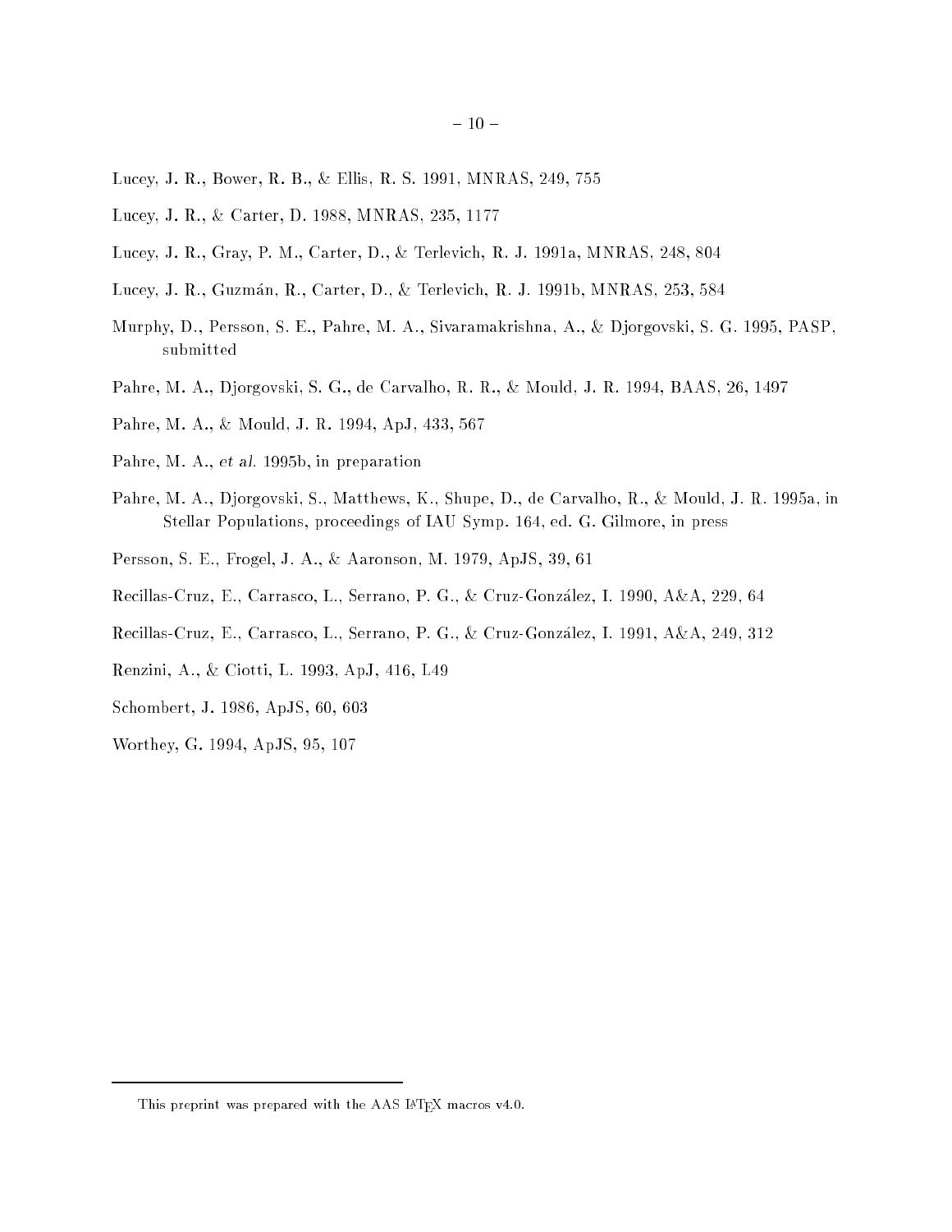Lucey, J. R., Bower, R. B., & Ellis, R. S. 1991, MNRAS, 249, 755

Lucey, J. R., & Carter, D. 1988, MNRAS, 235, 1177

Lucey, J. R., Gray, P. M., Carter, D., & Terlevich, R. J. 1991a, MNRAS, 248, 804

Lucey, J. R., Guzmán, R., Carter, D., & Terlevich, R. J. 1991b, MNRAS, 253, 584

Murphy, D., Persson, S. E., Pahre, M. A., Sivaramakrishna, A., & Djorgovski, S. G. 1995, PASP, submitted

Pahre, M. A., Djorgovski, S. G., de Carvalho, R. R., & Mould, J. R. 1994, BAAS, 26, 1497

Pahre, M. A., & Mould, J. R. 1994, ApJ, 433, 567

Pahre, M. A., *et al.* 1995b, in preparation

Pahre, M. A., Djorgovski, S., Matthews, K., Shupe, D., de Carvalho, R., & Mould, J. R. 1995a, in Stellar Populations, proceedings of IAU Symp. 164, ed. G. Gilmore, in press

Persson, S. E., Frogel, J. A., & Aaronson, M. 1979, ApJS, 39, 61

Recillas-Cruz, E., Carrasco, L., Serrano, P. G., & Cruz-González, I. 1990, A&A, 229, 64

Recillas-Cruz, E., Carrasco, L., Serrano, P. G., & Cruz-González, I. 1991, A&A, 249, 312

Renzini, A., & Ciotti, L. 1993, ApJ, 416, L49

Schombert, J. 1986, ApJS, 60, 603

Worthey, G. 1994, ApJS, 95, 107

---

This preprint was prepared with the AAS LaTeX macros v4.0.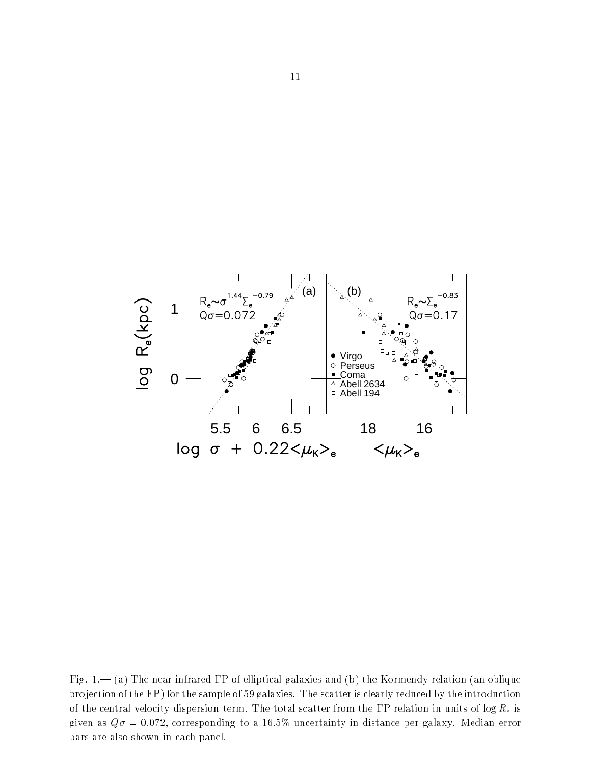Fig. 1.— (a) The near-infrared FP of elliptical galaxies and (b) the Kormendy relation (an oblique projection of the FP) for the sample of 59 galaxies. The scatter is clearly reduced by the introduction of the central velocity dispersion term. The total scatter from the FP relation in units of $\log R_e$ is given as $Q\sigma = 0.072$, corresponding to a 16.5% uncertainty in distance per galaxy. Median error bars are also shown in each panel.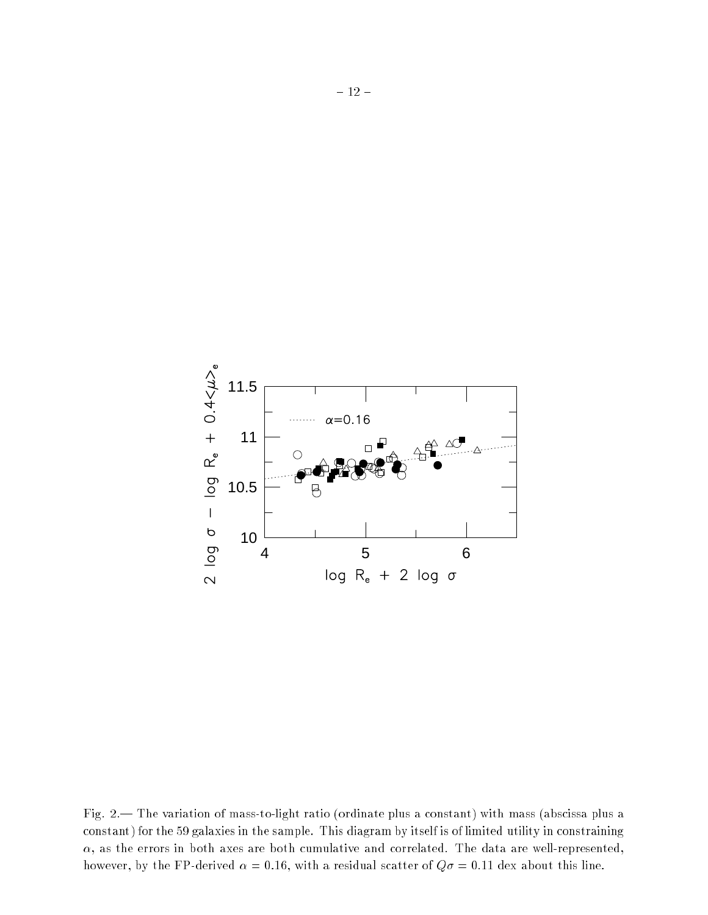$2 \log \sigma - \log R_e + 0.4 \langle\mu\rangle_e$

11.5

11

10.5

10

4

5

6

$\log R_e + 2 \log \sigma$

$\alpha$=0.16

Fig. 2.— The variation of mass-to-light ratio (ordinate plus a constant) with mass (abscissa plus a constant) for the 59 galaxies in the sample. This diagram by itself is of limited utility in constraining $\alpha$, as the errors in both axes are both cumulative and correlated. The data are well-represented, however, by the FP-derived $\alpha = 0.16$, with a residual scatter of $Q\sigma = 0.11$ dex about this line.